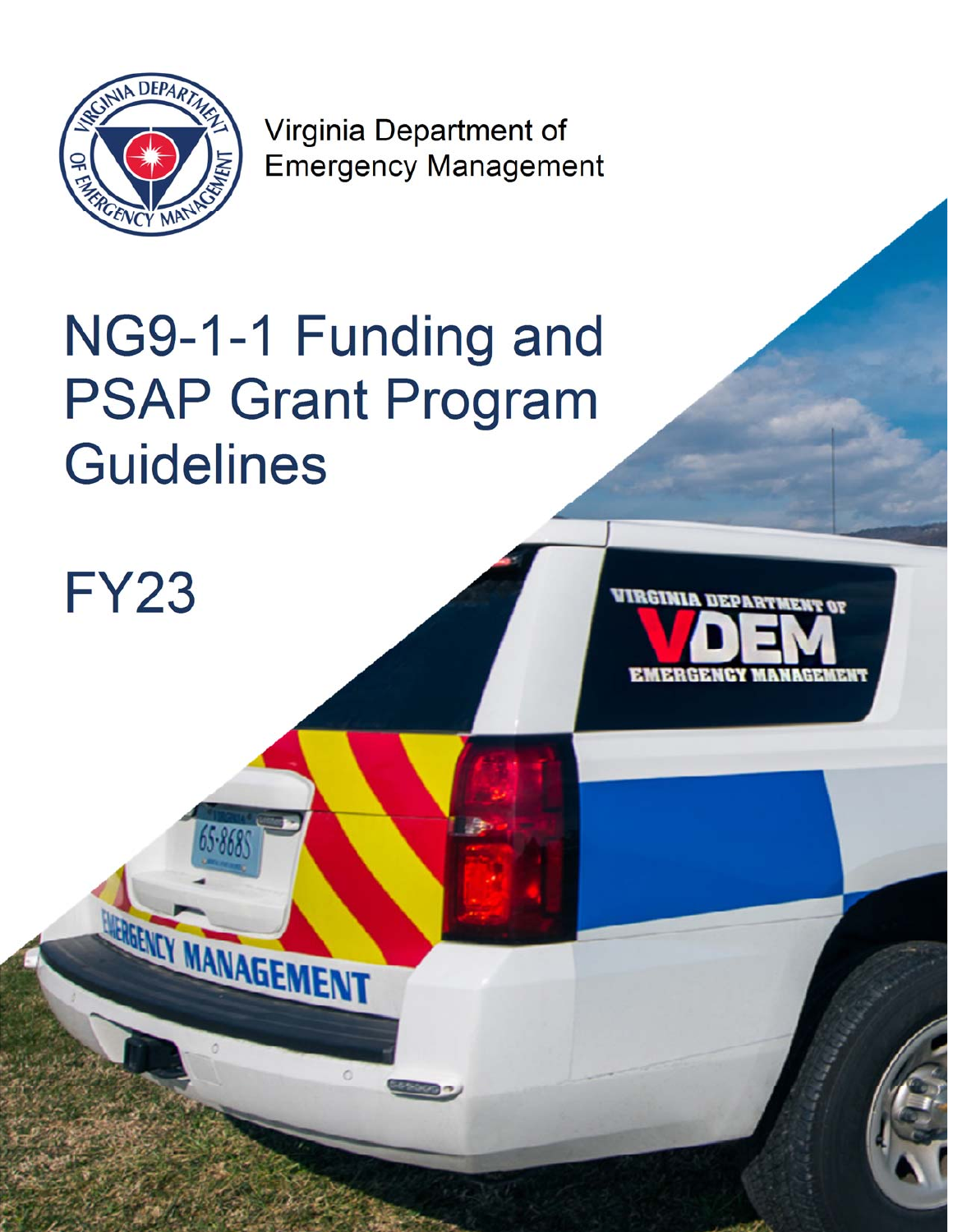Virginia Department of Emergency Management

# NG9-1-1 Funding and PSAP Grant Program Guidelines

## FY23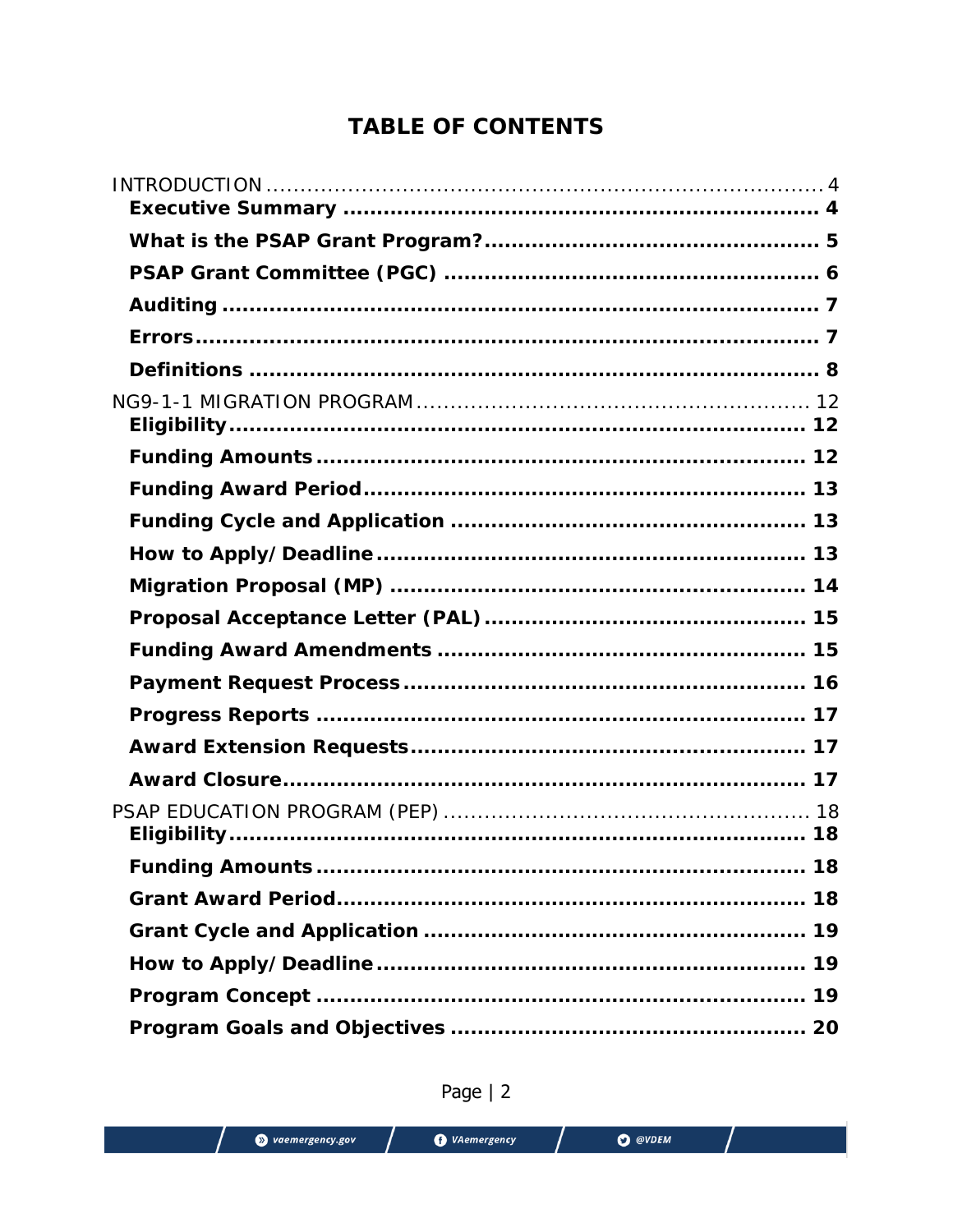# TABLE OF CONTENTS

INTRODUCTION ........................................................................ 4

- **Executive Summary** ........................................................... 4
- **What is the PSAP Grant Program?** ...................................... 5
- **PSAP Grant Committee (PGC)** ............................................. 6
- **Auditing** ............................................................................ 7
- **Errors** ............................................................................... 7
- **Definitions** ........................................................................ 8

NG9-1-1 MIGRATION PROGRAM ................................................ 12

- **Eligibility** .......................................................................... 12
- **Funding Amounts** ............................................................... 12
- **Funding Award Period** ........................................................ 13
- **Funding Cycle and Application** ........................................... 13
- **How to Apply/Deadline** ...................................................... 13
- **Migration Proposal (MP)** .................................................... 14
- **Proposal Acceptance Letter (PAL)** ....................................... 15
- **Funding Award Amendments** ............................................. 15
- **Payment Request Process** .................................................. 16
- **Progress Reports** ............................................................... 17
- **Award Extension Requests** ................................................ 17
- **Award Closure** ................................................................... 17

PSAP EDUCATION PROGRAM (PEP) ............................................ 18

- **Eligibility** .......................................................................... 18
- **Funding Amounts** ............................................................... 18
- **Grant Award Period** ............................................................ 18
- **Grant Cycle and Application** ............................................... 19
- **How to Apply/Deadline** ...................................................... 19
- **Program Concept** ............................................................... 19
- **Program Goals and Objectives** ........................................... 20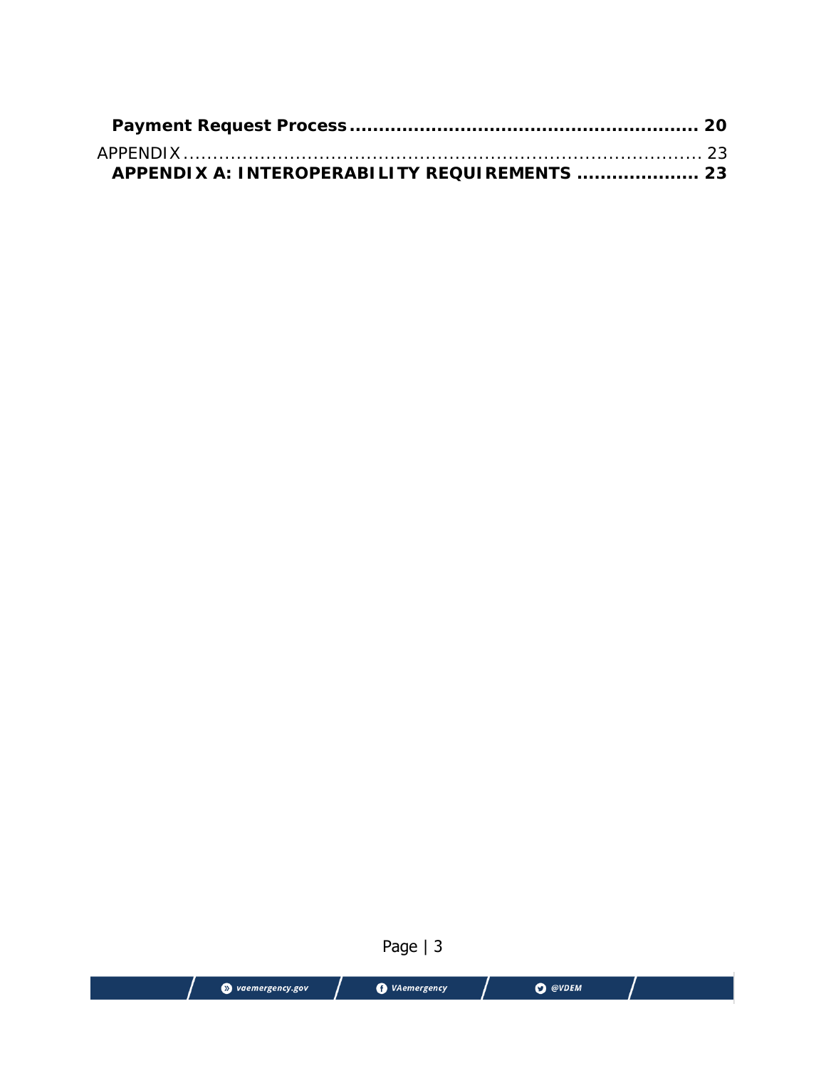**Payment Request Process** ........................................................ **20**

APPENDIX ........................................................................................ 23

**APPENDIX A: INTEROPERABILITY REQUIREMENTS** .................... **23**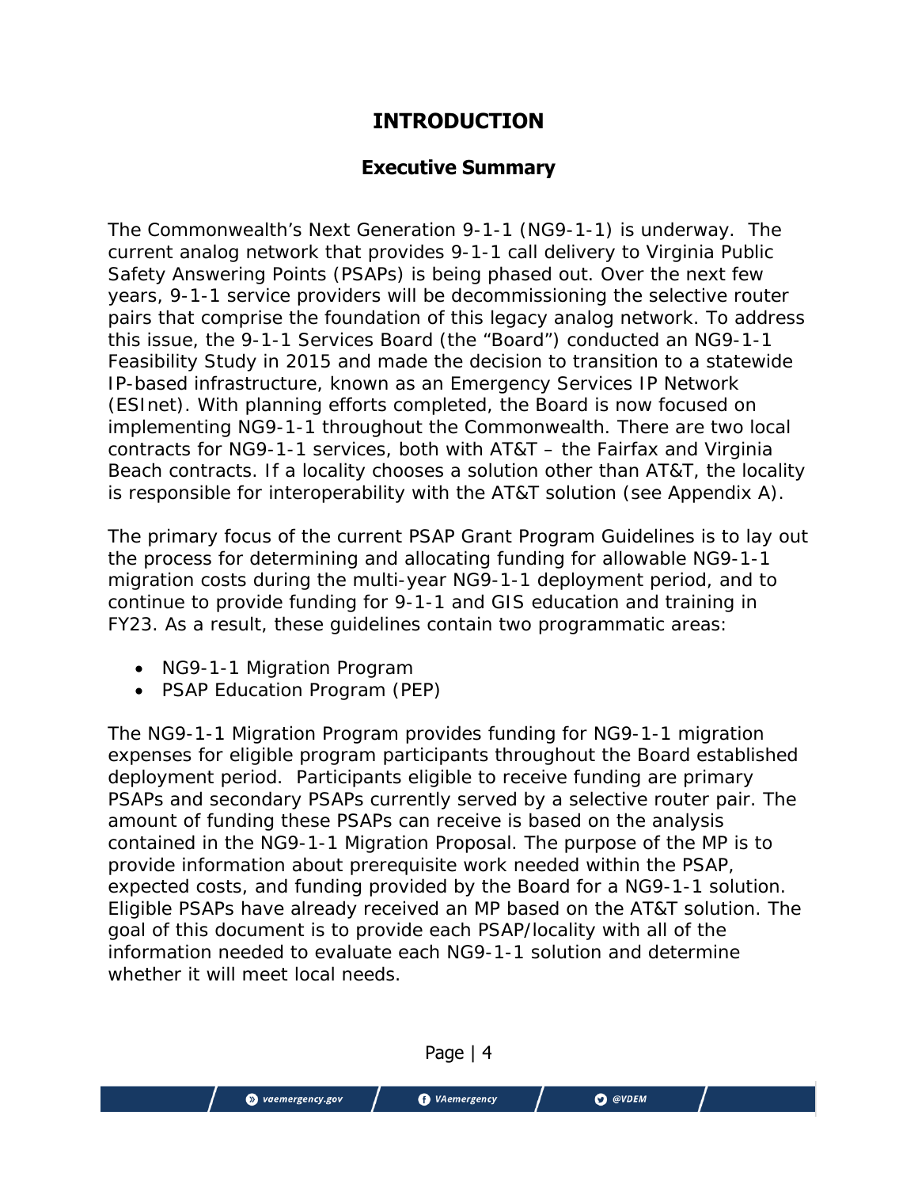# INTRODUCTION

## Executive Summary

The Commonwealth's Next Generation 9-1-1 (NG9-1-1) is underway. The current analog network that provides 9-1-1 call delivery to Virginia Public Safety Answering Points (PSAPs) is being phased out. Over the next few years, 9-1-1 service providers will be decommissioning the selective router pairs that comprise the foundation of this legacy analog network. To address this issue, the 9-1-1 Services Board (the "Board") conducted an NG9-1-1 Feasibility Study in 2015 and made the decision to transition to a statewide IP-based infrastructure, known as an Emergency Services IP Network (ESInet). With planning efforts completed, the Board is now focused on implementing NG9-1-1 throughout the Commonwealth. There are two local contracts for NG9-1-1 services, both with AT&T – the Fairfax and Virginia Beach contracts. If a locality chooses a solution other than AT&T, the locality is responsible for interoperability with the AT&T solution (see Appendix A).

The primary focus of the current PSAP Grant Program Guidelines is to lay out the process for determining and allocating funding for allowable NG9-1-1 migration costs during the multi-year NG9-1-1 deployment period, and to continue to provide funding for 9-1-1 and GIS education and training in FY23. As a result, these guidelines contain two programmatic areas:

- NG9-1-1 Migration Program
- PSAP Education Program (PEP)

The NG9-1-1 Migration Program provides funding for NG9-1-1 migration expenses for eligible program participants throughout the Board established deployment period. Participants eligible to receive funding are primary PSAPs and secondary PSAPs currently served by a selective router pair. The amount of funding these PSAPs can receive is based on the analysis contained in the NG9-1-1 Migration Proposal. The purpose of the MP is to provide information about prerequisite work needed within the PSAP, expected costs, and funding provided by the Board for a NG9-1-1 solution. Eligible PSAPs have already received an MP based on the AT&T solution. The goal of this document is to provide each PSAP/locality with all of the information needed to evaluate each NG9-1-1 solution and determine whether it will meet local needs.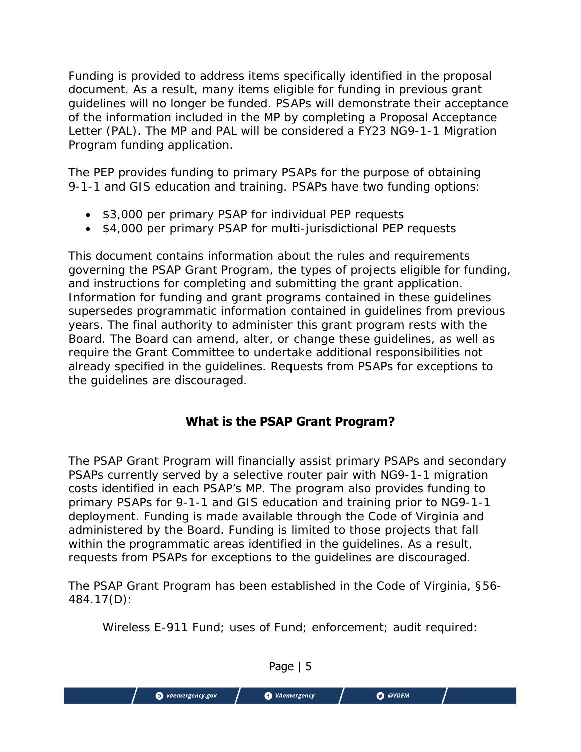Funding is provided to address items specifically identified in the proposal document. As a result, many items eligible for funding in previous grant guidelines will no longer be funded. PSAPs will demonstrate their acceptance of the information included in the MP by completing a Proposal Acceptance Letter (PAL). The MP and PAL will be considered a FY23 NG9-1-1 Migration Program funding application.

The PEP provides funding to primary PSAPs for the purpose of obtaining 9-1-1 and GIS education and training. PSAPs have two funding options:

- \$3,000 per primary PSAP for individual PEP requests
- \$4,000 per primary PSAP for multi-jurisdictional PEP requests

This document contains information about the rules and requirements governing the PSAP Grant Program, the types of projects eligible for funding, and instructions for completing and submitting the grant application. Information for funding and grant programs contained in these guidelines supersedes programmatic information contained in guidelines from previous years. The final authority to administer this grant program rests with the Board. The Board can amend, alter, or change these guidelines, as well as require the Grant Committee to undertake additional responsibilities not already specified in the guidelines. Requests from PSAPs for exceptions to the guidelines are discouraged.

## What is the PSAP Grant Program?

The PSAP Grant Program will financially assist primary PSAPs and secondary PSAPs currently served by a selective router pair with NG9-1-1 migration costs identified in each PSAP's MP. The program also provides funding to primary PSAPs for 9-1-1 and GIS education and training prior to NG9-1-1 deployment. Funding is made available through the Code of Virginia and administered by the Board. Funding is limited to those projects that fall within the programmatic areas identified in the guidelines. As a result, requests from PSAPs for exceptions to the guidelines are discouraged.

The PSAP Grant Program has been established in the Code of Virginia, §56-484.17(D):

> Wireless E-911 Fund; uses of Fund; enforcement; audit required: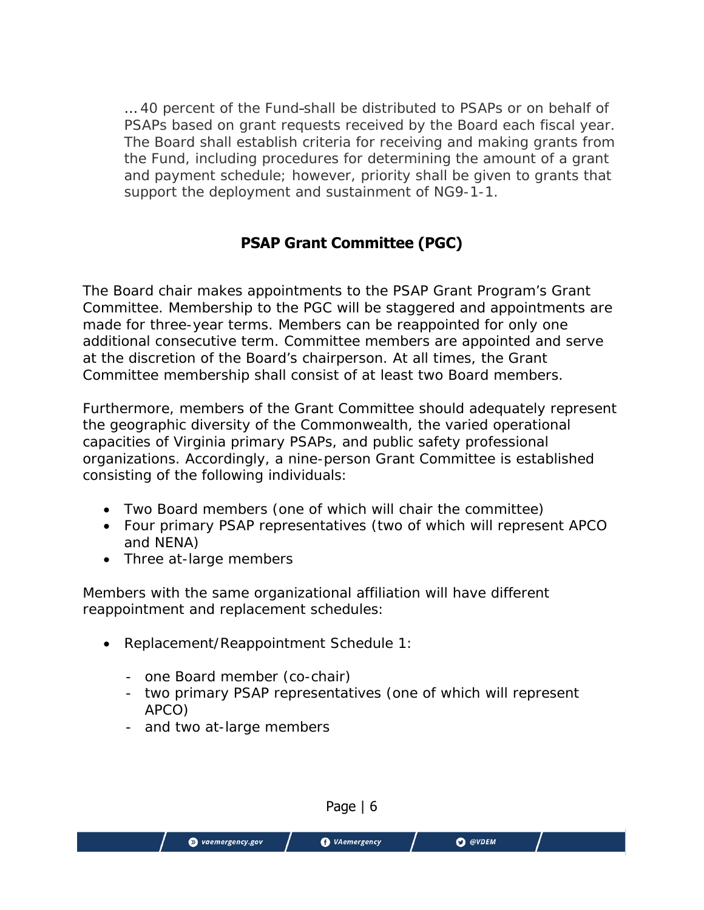> …40 percent of the Fund shall be distributed to PSAPs or on behalf of PSAPs based on grant requests received by the Board each fiscal year. The Board shall establish criteria for receiving and making grants from the Fund, including procedures for determining the amount of a grant and payment schedule; however, priority shall be given to grants that support the deployment and sustainment of NG9-1-1.

## PSAP Grant Committee (PGC)

The Board chair makes appointments to the PSAP Grant Program's Grant Committee. Membership to the PGC will be staggered and appointments are made for three-year terms. Members can be reappointed for only one additional consecutive term. Committee members are appointed and serve at the discretion of the Board's chairperson. At all times, the Grant Committee membership shall consist of at least two Board members.

Furthermore, members of the Grant Committee should adequately represent the geographic diversity of the Commonwealth, the varied operational capacities of Virginia primary PSAPs, and public safety professional organizations. Accordingly, a nine-person Grant Committee is established consisting of the following individuals:

- Two Board members (one of which will chair the committee)
- Four primary PSAP representatives (two of which will represent APCO and NENA)
- Three at-large members

Members with the same organizational affiliation will have different reappointment and replacement schedules:

- Replacement/Reappointment Schedule 1:
  - one Board member (co-chair)
  - two primary PSAP representatives (one of which will represent APCO)
  - and two at-large members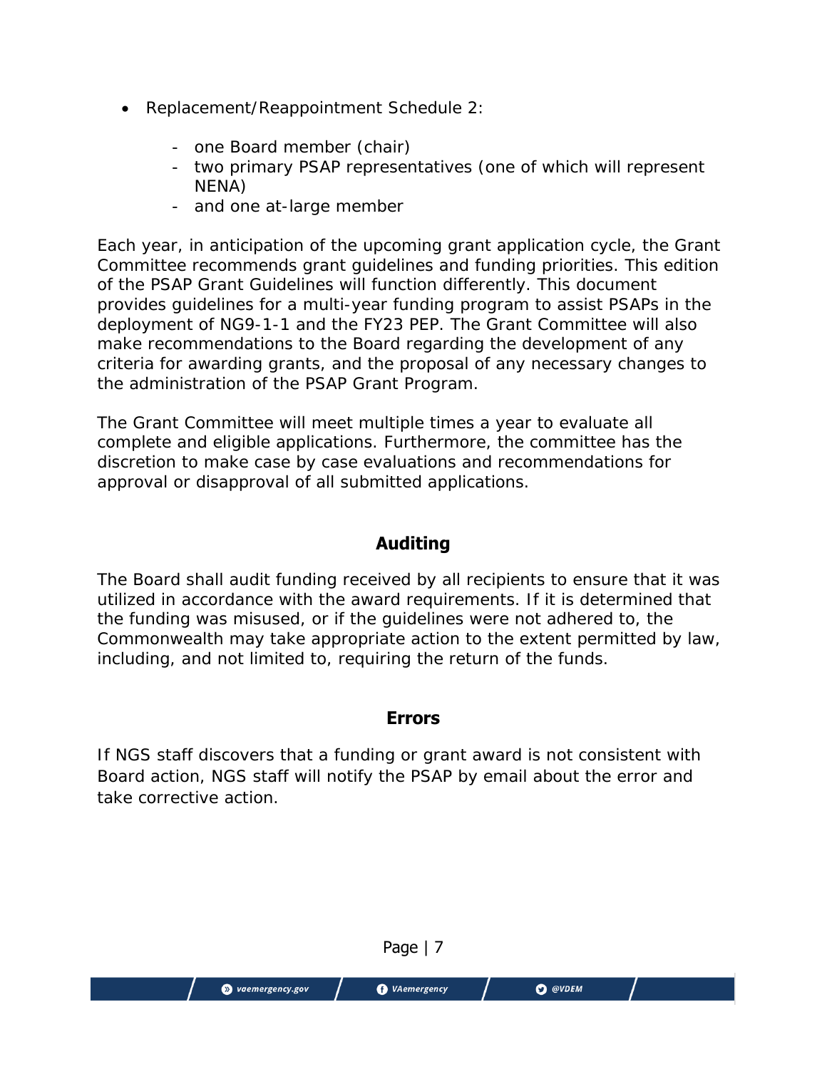- Replacement/Reappointment Schedule 2:
  - one Board member (chair)
  - two primary PSAP representatives (one of which will represent NENA)
  - and one at-large member

Each year, in anticipation of the upcoming grant application cycle, the Grant Committee recommends grant guidelines and funding priorities. This edition of the PSAP Grant Guidelines will function differently. This document provides guidelines for a multi-year funding program to assist PSAPs in the deployment of NG9-1-1 and the FY23 PEP. The Grant Committee will also make recommendations to the Board regarding the development of any criteria for awarding grants, and the proposal of any necessary changes to the administration of the PSAP Grant Program.

The Grant Committee will meet multiple times a year to evaluate all complete and eligible applications. Furthermore, the committee has the discretion to make case by case evaluations and recommendations for approval or disapproval of all submitted applications.

## Auditing

The Board shall audit funding received by all recipients to ensure that it was utilized in accordance with the award requirements. If it is determined that the funding was misused, or if the guidelines were not adhered to, the Commonwealth may take appropriate action to the extent permitted by law, including, and not limited to, requiring the return of the funds.

## Errors

If NGS staff discovers that a funding or grant award is not consistent with Board action, NGS staff will notify the PSAP by email about the error and take corrective action.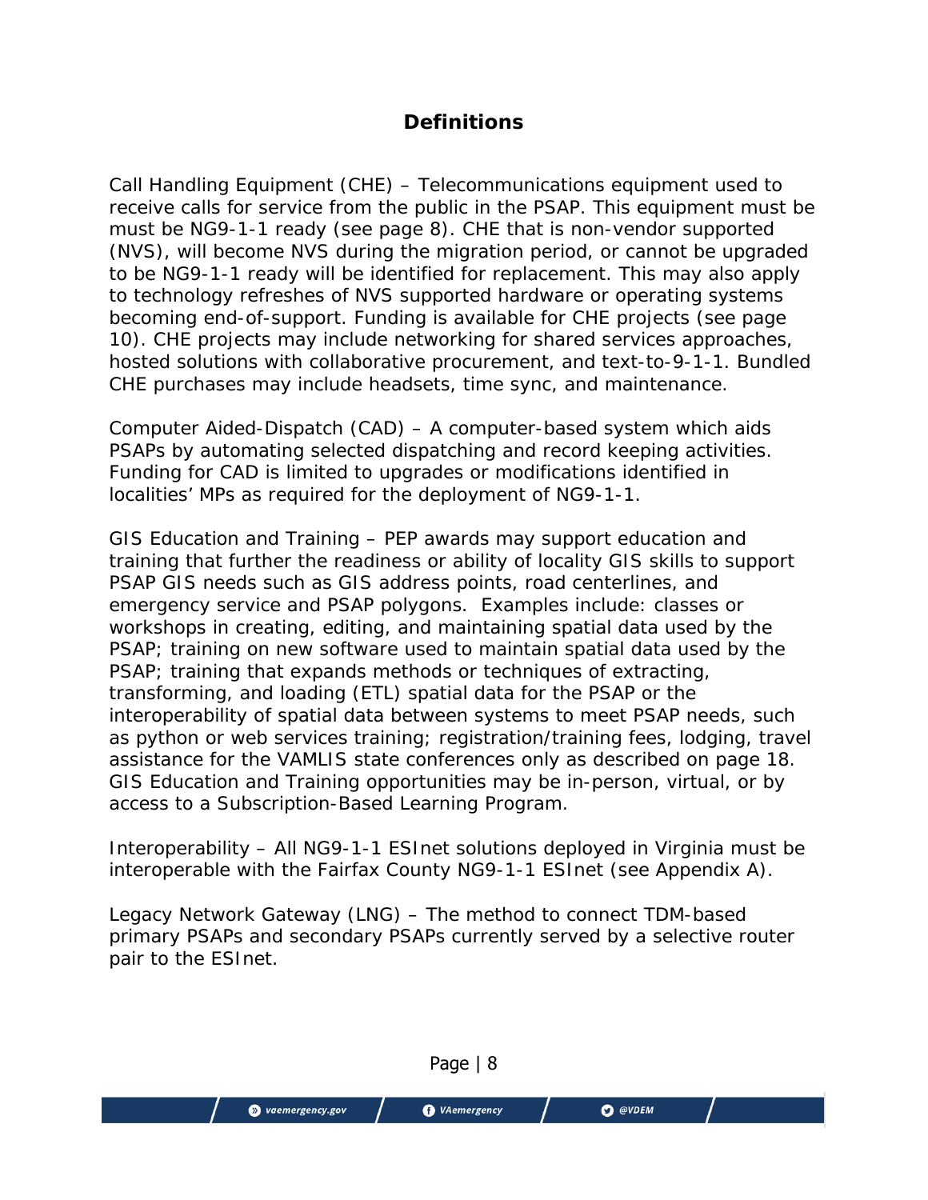## Definitions

Call Handling Equipment (CHE) – Telecommunications equipment used to receive calls for service from the public in the PSAP. This equipment must be must be NG9-1-1 ready (see page 8). CHE that is non-vendor supported (NVS), will become NVS during the migration period, or cannot be upgraded to be NG9-1-1 ready will be identified for replacement. This may also apply to technology refreshes of NVS supported hardware or operating systems becoming end-of-support. Funding is available for CHE projects (see page 10). CHE projects may include networking for shared services approaches, hosted solutions with collaborative procurement, and text-to-9-1-1. Bundled CHE purchases may include headsets, time sync, and maintenance.

Computer Aided-Dispatch (CAD) – A computer-based system which aids PSAPs by automating selected dispatching and record keeping activities. Funding for CAD is limited to upgrades or modifications identified in localities' MPs as required for the deployment of NG9-1-1.

GIS Education and Training – PEP awards may support education and training that further the readiness or ability of locality GIS skills to support PSAP GIS needs such as GIS address points, road centerlines, and emergency service and PSAP polygons. Examples include: classes or workshops in creating, editing, and maintaining spatial data used by the PSAP; training on new software used to maintain spatial data used by the PSAP; training that expands methods or techniques of extracting, transforming, and loading (ETL) spatial data for the PSAP or the interoperability of spatial data between systems to meet PSAP needs, such as python or web services training; registration/training fees, lodging, travel assistance for the VAMLIS state conferences only as described on page 18. GIS Education and Training opportunities may be in-person, virtual, or by access to a Subscription-Based Learning Program.

Interoperability – All NG9-1-1 ESInet solutions deployed in Virginia must be interoperable with the Fairfax County NG9-1-1 ESInet (see Appendix A).

Legacy Network Gateway (LNG) – The method to connect TDM-based primary PSAPs and secondary PSAPs currently served by a selective router pair to the ESInet.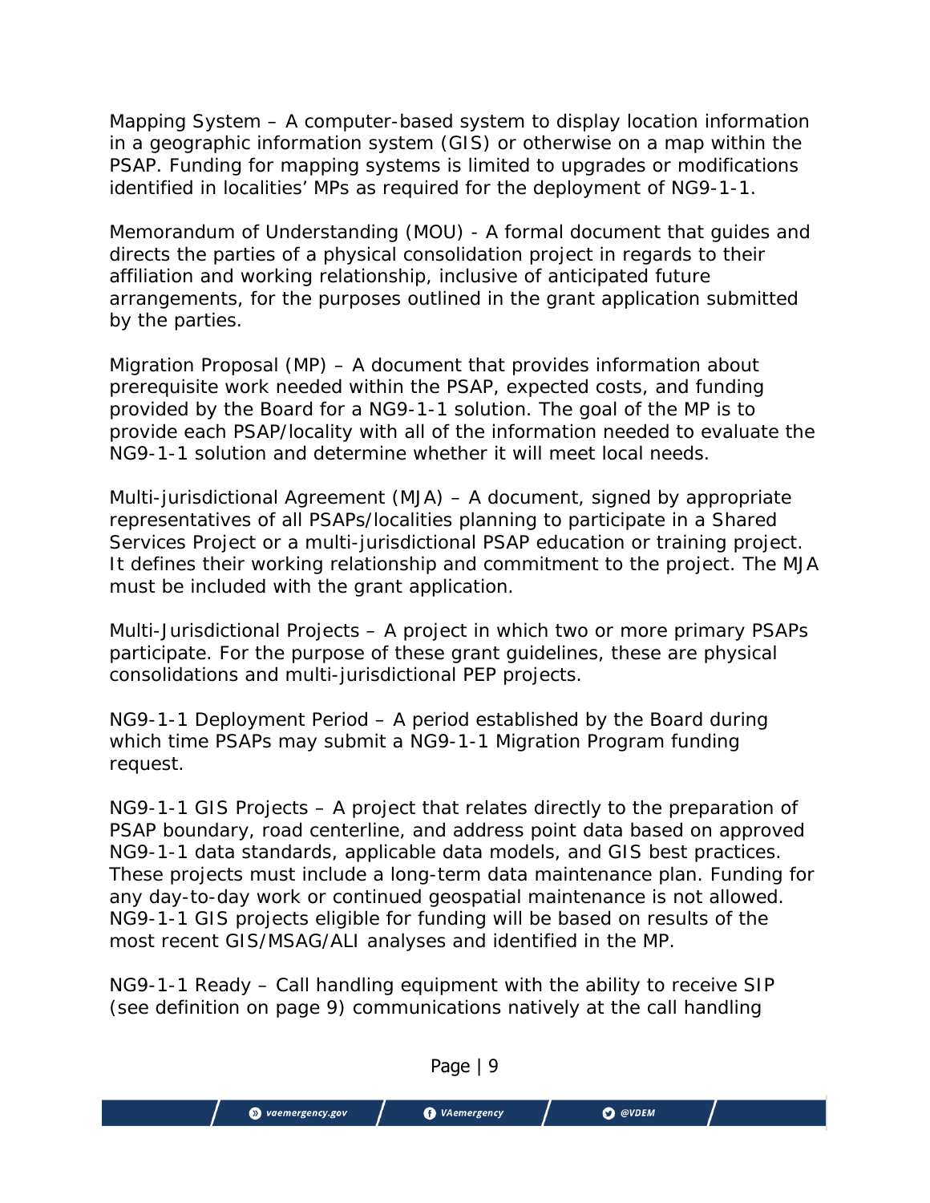Mapping System – A computer-based system to display location information in a geographic information system (GIS) or otherwise on a map within the PSAP. Funding for mapping systems is limited to upgrades or modifications identified in localities' MPs as required for the deployment of NG9-1-1.

Memorandum of Understanding (MOU) - A formal document that guides and directs the parties of a physical consolidation project in regards to their affiliation and working relationship, inclusive of anticipated future arrangements, for the purposes outlined in the grant application submitted by the parties.

Migration Proposal (MP) – A document that provides information about prerequisite work needed within the PSAP, expected costs, and funding provided by the Board for a NG9-1-1 solution. The goal of the MP is to provide each PSAP/locality with all of the information needed to evaluate the NG9-1-1 solution and determine whether it will meet local needs.

Multi-jurisdictional Agreement (MJA) – A document, signed by appropriate representatives of all PSAPs/localities planning to participate in a Shared Services Project or a multi-jurisdictional PSAP education or training project. It defines their working relationship and commitment to the project. The MJA must be included with the grant application.

Multi-Jurisdictional Projects – A project in which two or more primary PSAPs participate. For the purpose of these grant guidelines, these are physical consolidations and multi-jurisdictional PEP projects.

NG9-1-1 Deployment Period – A period established by the Board during which time PSAPs may submit a NG9-1-1 Migration Program funding request.

NG9-1-1 GIS Projects – A project that relates directly to the preparation of PSAP boundary, road centerline, and address point data based on approved NG9-1-1 data standards, applicable data models, and GIS best practices. These projects must include a long-term data maintenance plan. Funding for any day-to-day work or continued geospatial maintenance is not allowed. NG9-1-1 GIS projects eligible for funding will be based on results of the most recent GIS/MSAG/ALI analyses and identified in the MP.

NG9-1-1 Ready – Call handling equipment with the ability to receive SIP (see definition on page 9) communications natively at the call handling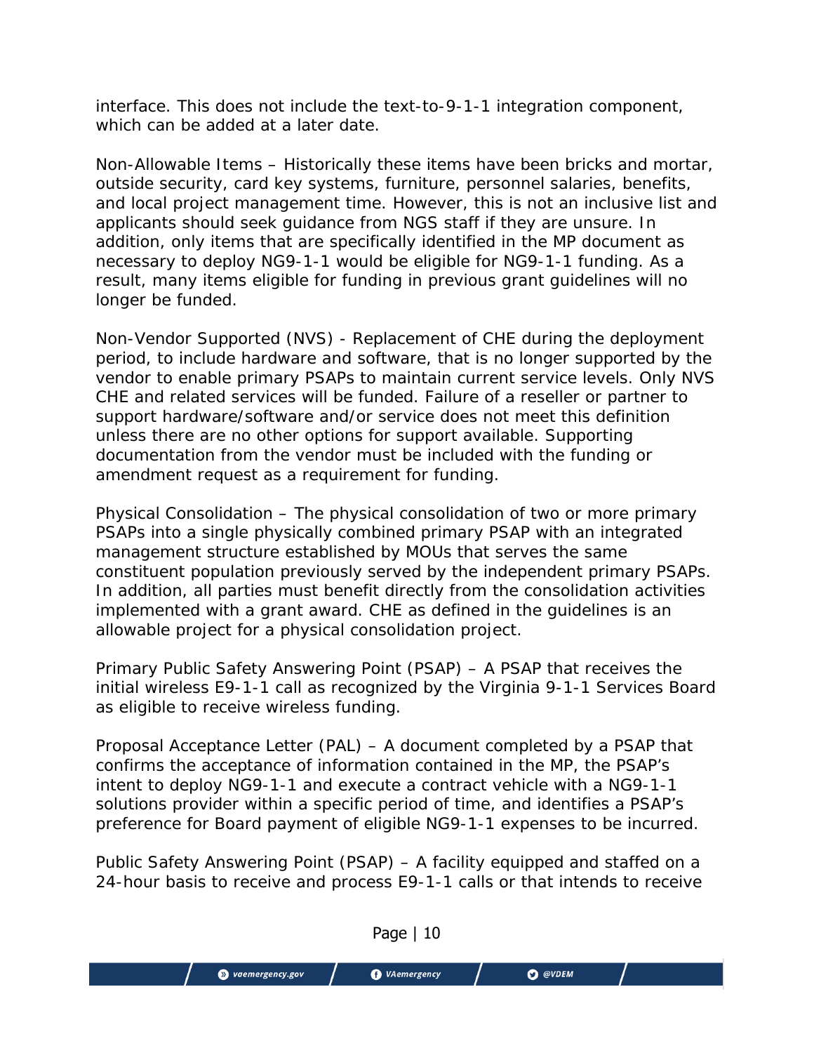interface. This does not include the text-to-9-1-1 integration component, which can be added at a later date.

Non-Allowable Items – Historically these items have been bricks and mortar, outside security, card key systems, furniture, personnel salaries, benefits, and local project management time. However, this is not an inclusive list and applicants should seek guidance from NGS staff if they are unsure. In addition, only items that are specifically identified in the MP document as necessary to deploy NG9-1-1 would be eligible for NG9-1-1 funding. As a result, many items eligible for funding in previous grant guidelines will no longer be funded.

Non-Vendor Supported (NVS) - Replacement of CHE during the deployment period, to include hardware and software, that is no longer supported by the vendor to enable primary PSAPs to maintain current service levels. Only NVS CHE and related services will be funded. Failure of a reseller or partner to support hardware/software and/or service does not meet this definition unless there are no other options for support available. Supporting documentation from the vendor must be included with the funding or amendment request as a requirement for funding.

Physical Consolidation – The physical consolidation of two or more primary PSAPs into a single physically combined primary PSAP with an integrated management structure established by MOUs that serves the same constituent population previously served by the independent primary PSAPs. In addition, all parties must benefit directly from the consolidation activities implemented with a grant award. CHE as defined in the guidelines is an allowable project for a physical consolidation project.

Primary Public Safety Answering Point (PSAP) – A PSAP that receives the initial wireless E9-1-1 call as recognized by the Virginia 9-1-1 Services Board as eligible to receive wireless funding.

Proposal Acceptance Letter (PAL) – A document completed by a PSAP that confirms the acceptance of information contained in the MP, the PSAP's intent to deploy NG9-1-1 and execute a contract vehicle with a NG9-1-1 solutions provider within a specific period of time, and identifies a PSAP's preference for Board payment of eligible NG9-1-1 expenses to be incurred.

Public Safety Answering Point (PSAP) – A facility equipped and staffed on a 24-hour basis to receive and process E9-1-1 calls or that intends to receive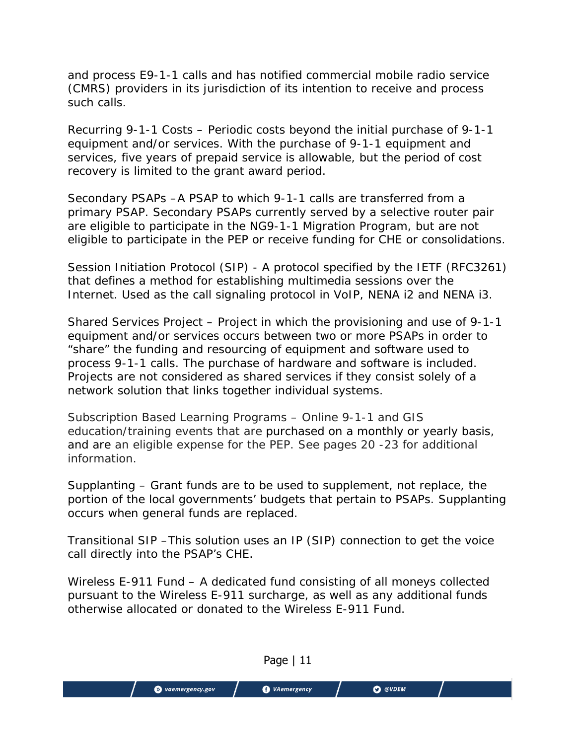and process E9-1-1 calls and has notified commercial mobile radio service (CMRS) providers in its jurisdiction of its intention to receive and process such calls.

Recurring 9-1-1 Costs – Periodic costs beyond the initial purchase of 9-1-1 equipment and/or services. With the purchase of 9-1-1 equipment and services, five years of prepaid service is allowable, but the period of cost recovery is limited to the grant award period.

Secondary PSAPs –A PSAP to which 9-1-1 calls are transferred from a primary PSAP. Secondary PSAPs currently served by a selective router pair are eligible to participate in the NG9-1-1 Migration Program, but are not eligible to participate in the PEP or receive funding for CHE or consolidations.

Session Initiation Protocol (SIP) - A protocol specified by the IETF (RFC3261) that defines a method for establishing multimedia sessions over the Internet. Used as the call signaling protocol in VoIP, NENA i2 and NENA i3.

Shared Services Project – Project in which the provisioning and use of 9-1-1 equipment and/or services occurs between two or more PSAPs in order to "share" the funding and resourcing of equipment and software used to process 9-1-1 calls. The purchase of hardware and software is included. Projects are not considered as shared services if they consist solely of a network solution that links together individual systems.

Subscription Based Learning Programs – Online 9-1-1 and GIS education/training events that are purchased on a monthly or yearly basis, and are an eligible expense for the PEP. See pages 20 -23 for additional information.

Supplanting – Grant funds are to be used to supplement, not replace, the portion of the local governments' budgets that pertain to PSAPs. Supplanting occurs when general funds are replaced.

Transitional SIP –This solution uses an IP (SIP) connection to get the voice call directly into the PSAP's CHE.

Wireless E-911 Fund – A dedicated fund consisting of all moneys collected pursuant to the Wireless E-911 surcharge, as well as any additional funds otherwise allocated or donated to the Wireless E-911 Fund.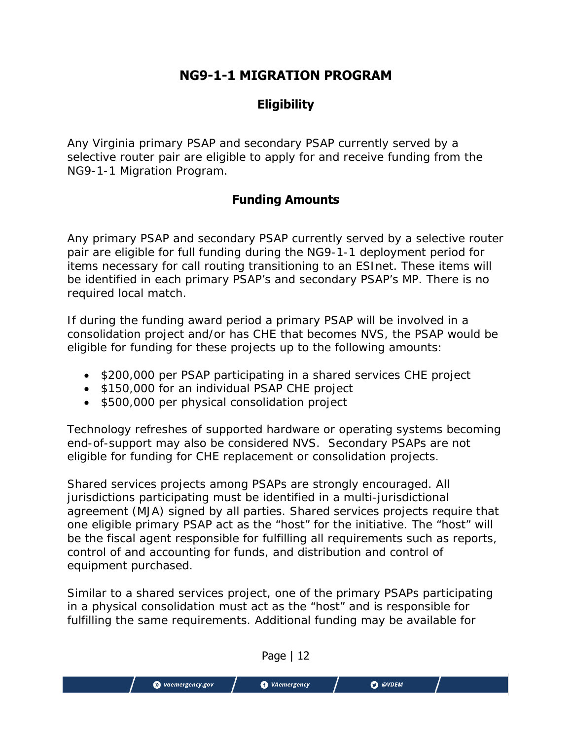# NG9-1-1 MIGRATION PROGRAM

## Eligibility

Any Virginia primary PSAP and secondary PSAP currently served by a selective router pair are eligible to apply for and receive funding from the NG9-1-1 Migration Program.

## Funding Amounts

Any primary PSAP and secondary PSAP currently served by a selective router pair are eligible for full funding during the NG9-1-1 deployment period for items necessary for call routing transitioning to an ESInet. These items will be identified in each primary PSAP's and secondary PSAP's MP. There is no required local match.

If during the funding award period a primary PSAP will be involved in a consolidation project and/or has CHE that becomes NVS, the PSAP would be eligible for funding for these projects up to the following amounts:

- $200,000 per PSAP participating in a shared services CHE project
- $150,000 for an individual PSAP CHE project
- $500,000 per physical consolidation project

Technology refreshes of supported hardware or operating systems becoming end-of-support may also be considered NVS. Secondary PSAPs are not eligible for funding for CHE replacement or consolidation projects.

Shared services projects among PSAPs are strongly encouraged. All jurisdictions participating must be identified in a multi-jurisdictional agreement (MJA) signed by all parties. Shared services projects require that one eligible primary PSAP act as the "host" for the initiative. The "host" will be the fiscal agent responsible for fulfilling all requirements such as reports, control of and accounting for funds, and distribution and control of equipment purchased.

Similar to a shared services project, one of the primary PSAPs participating in a physical consolidation must act as the "host" and is responsible for fulfilling the same requirements. Additional funding may be available for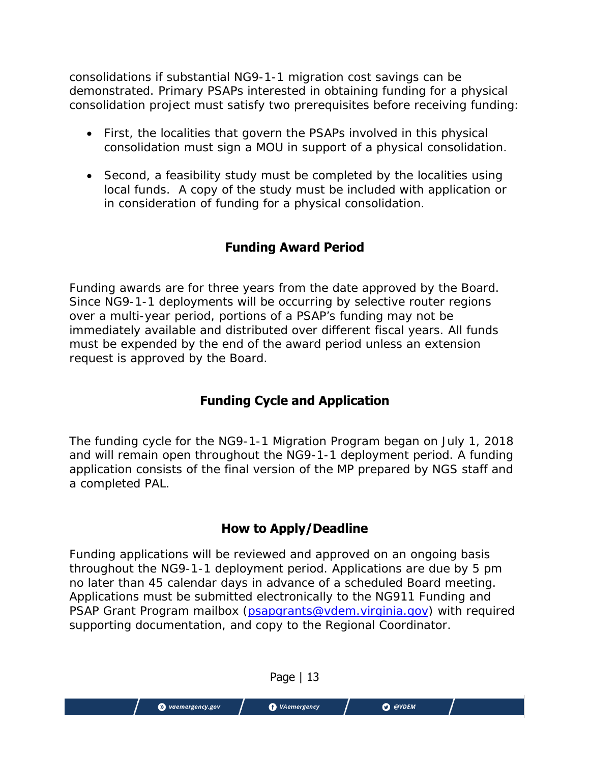consolidations if substantial NG9-1-1 migration cost savings can be demonstrated. Primary PSAPs interested in obtaining funding for a physical consolidation project must satisfy two prerequisites before receiving funding:

- First, the localities that govern the PSAPs involved in this physical consolidation must sign a MOU in support of a physical consolidation.
- Second, a feasibility study must be completed by the localities using local funds. A copy of the study must be included with application or in consideration of funding for a physical consolidation.

## Funding Award Period

Funding awards are for three years from the date approved by the Board. Since NG9-1-1 deployments will be occurring by selective router regions over a multi-year period, portions of a PSAP's funding may not be immediately available and distributed over different fiscal years. All funds must be expended by the end of the award period unless an extension request is approved by the Board.

## Funding Cycle and Application

The funding cycle for the NG9-1-1 Migration Program began on July 1, 2018 and will remain open throughout the NG9-1-1 deployment period. A funding application consists of the final version of the MP prepared by NGS staff and a completed PAL.

## How to Apply/Deadline

Funding applications will be reviewed and approved on an ongoing basis throughout the NG9-1-1 deployment period. Applications are due by 5 pm no later than 45 calendar days in advance of a scheduled Board meeting. Applications must be submitted electronically to the NG911 Funding and PSAP Grant Program mailbox (psapgrants@vdem.virginia.gov) with required supporting documentation, and copy to the Regional Coordinator.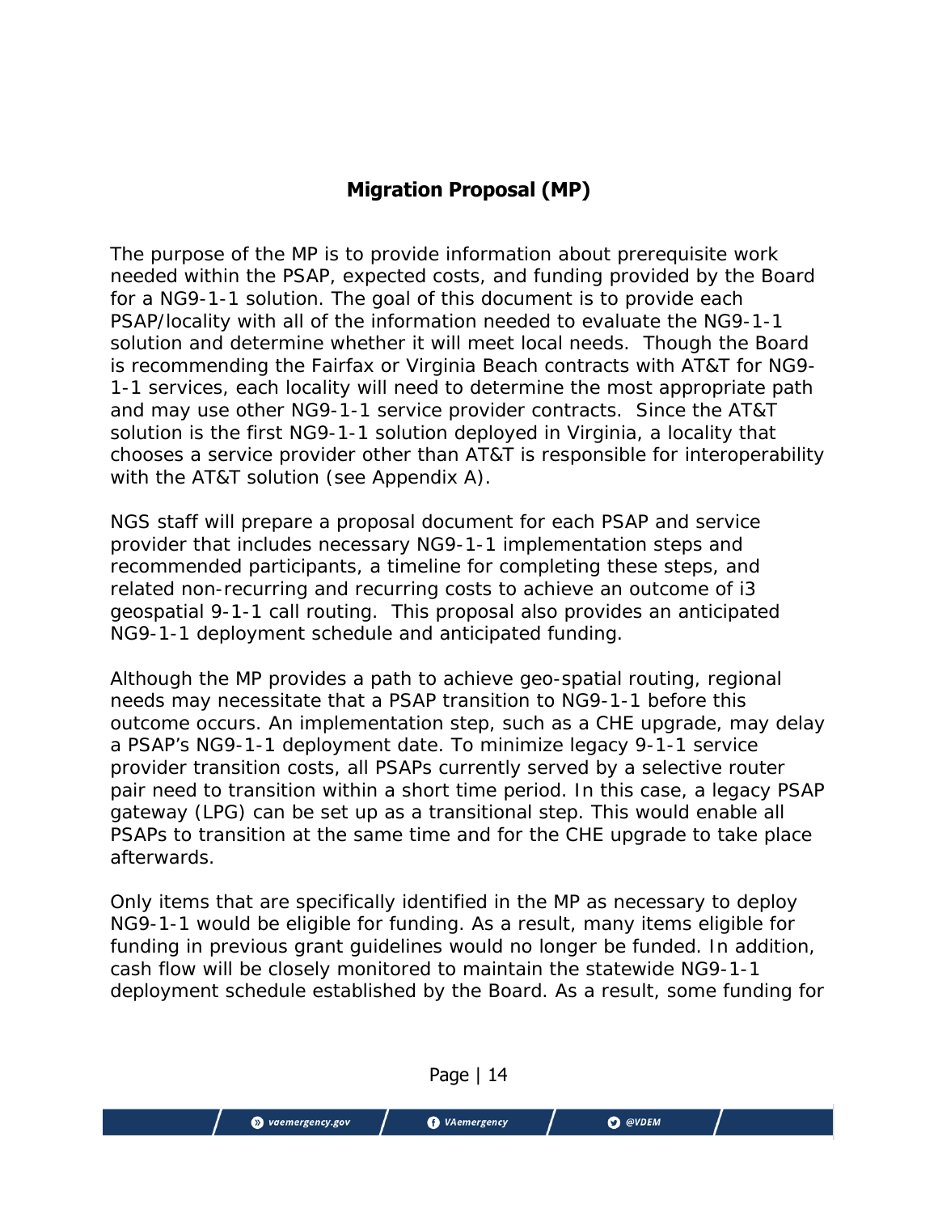## Migration Proposal (MP)

The purpose of the MP is to provide information about prerequisite work needed within the PSAP, expected costs, and funding provided by the Board for a NG9-1-1 solution. The goal of this document is to provide each PSAP/locality with all of the information needed to evaluate the NG9-1-1 solution and determine whether it will meet local needs. Though the Board is recommending the Fairfax or Virginia Beach contracts with AT&T for NG9-1-1 services, each locality will need to determine the most appropriate path and may use other NG9-1-1 service provider contracts. Since the AT&T solution is the first NG9-1-1 solution deployed in Virginia, a locality that chooses a service provider other than AT&T is responsible for interoperability with the AT&T solution (see Appendix A).

NGS staff will prepare a proposal document for each PSAP and service provider that includes necessary NG9-1-1 implementation steps and recommended participants, a timeline for completing these steps, and related non-recurring and recurring costs to achieve an outcome of i3 geospatial 9-1-1 call routing. This proposal also provides an anticipated NG9-1-1 deployment schedule and anticipated funding.

Although the MP provides a path to achieve geo-spatial routing, regional needs may necessitate that a PSAP transition to NG9-1-1 before this outcome occurs. An implementation step, such as a CHE upgrade, may delay a PSAP's NG9-1-1 deployment date. To minimize legacy 9-1-1 service provider transition costs, all PSAPs currently served by a selective router pair need to transition within a short time period. In this case, a legacy PSAP gateway (LPG) can be set up as a transitional step. This would enable all PSAPs to transition at the same time and for the CHE upgrade to take place afterwards.

Only items that are specifically identified in the MP as necessary to deploy NG9-1-1 would be eligible for funding. As a result, many items eligible for funding in previous grant guidelines would no longer be funded. In addition, cash flow will be closely monitored to maintain the statewide NG9-1-1 deployment schedule established by the Board. As a result, some funding for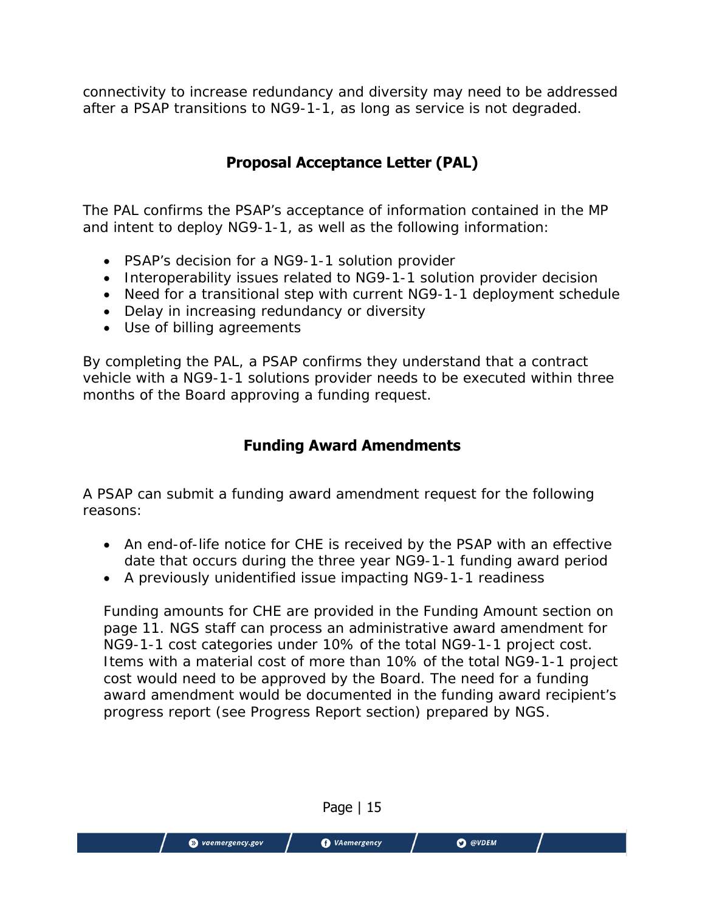connectivity to increase redundancy and diversity may need to be addressed after a PSAP transitions to NG9-1-1, as long as service is not degraded.

## Proposal Acceptance Letter (PAL)

The PAL confirms the PSAP's acceptance of information contained in the MP and intent to deploy NG9-1-1, as well as the following information:

- PSAP's decision for a NG9-1-1 solution provider
- Interoperability issues related to NG9-1-1 solution provider decision
- Need for a transitional step with current NG9-1-1 deployment schedule
- Delay in increasing redundancy or diversity
- Use of billing agreements

By completing the PAL, a PSAP confirms they understand that a contract vehicle with a NG9-1-1 solutions provider needs to be executed within three months of the Board approving a funding request.

## Funding Award Amendments

A PSAP can submit a funding award amendment request for the following reasons:

- An end-of-life notice for CHE is received by the PSAP with an effective date that occurs during the three year NG9-1-1 funding award period
- A previously unidentified issue impacting NG9-1-1 readiness

Funding amounts for CHE are provided in the Funding Amount section on page 11. NGS staff can process an administrative award amendment for NG9-1-1 cost categories under 10% of the total NG9-1-1 project cost. Items with a material cost of more than 10% of the total NG9-1-1 project cost would need to be approved by the Board. The need for a funding award amendment would be documented in the funding award recipient's progress report (see Progress Report section) prepared by NGS.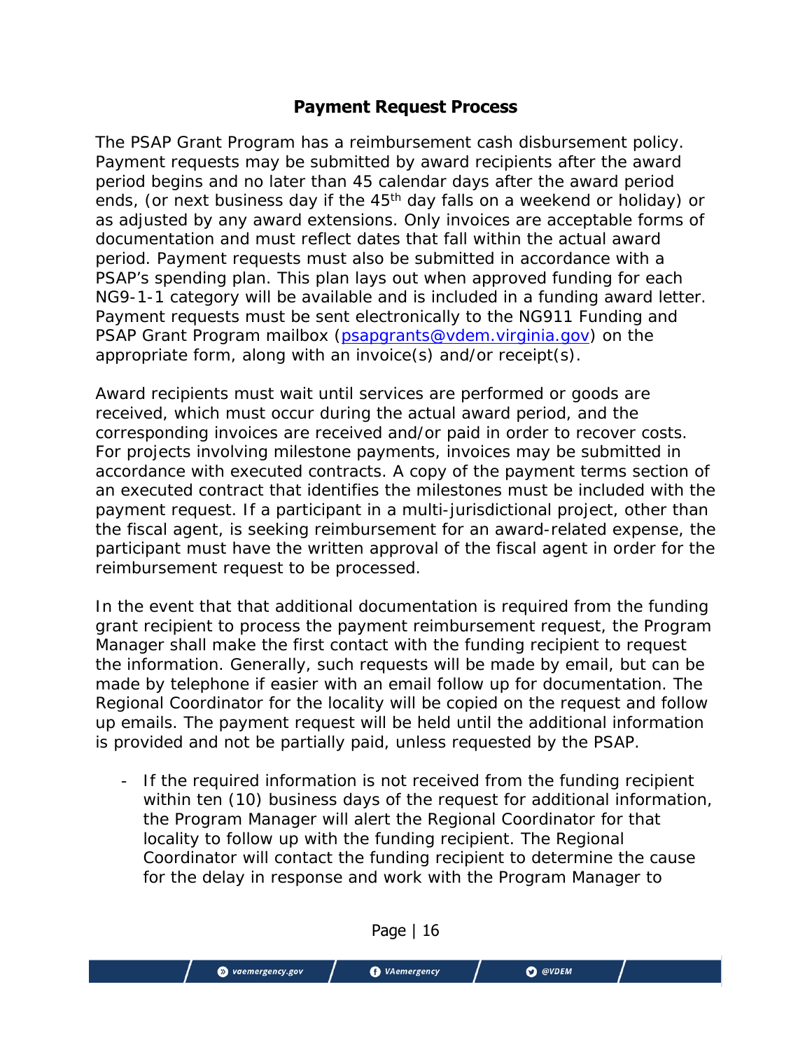## Payment Request Process

The PSAP Grant Program has a reimbursement cash disbursement policy. Payment requests may be submitted by award recipients after the award period begins and no later than 45 calendar days after the award period ends, (or next business day if the 45th day falls on a weekend or holiday) or as adjusted by any award extensions. Only invoices are acceptable forms of documentation and must reflect dates that fall within the actual award period. Payment requests must also be submitted in accordance with a PSAP's spending plan. This plan lays out when approved funding for each NG9-1-1 category will be available and is included in a funding award letter. Payment requests must be sent electronically to the NG911 Funding and PSAP Grant Program mailbox (psapgrants@vdem.virginia.gov) on the appropriate form, along with an invoice(s) and/or receipt(s).

Award recipients must wait until services are performed or goods are received, which must occur during the actual award period, and the corresponding invoices are received and/or paid in order to recover costs. For projects involving milestone payments, invoices may be submitted in accordance with executed contracts. A copy of the payment terms section of an executed contract that identifies the milestones must be included with the payment request. If a participant in a multi-jurisdictional project, other than the fiscal agent, is seeking reimbursement for an award-related expense, the participant must have the written approval of the fiscal agent in order for the reimbursement request to be processed.

In the event that that additional documentation is required from the funding grant recipient to process the payment reimbursement request, the Program Manager shall make the first contact with the funding recipient to request the information. Generally, such requests will be made by email, but can be made by telephone if easier with an email follow up for documentation. The Regional Coordinator for the locality will be copied on the request and follow up emails. The payment request will be held until the additional information is provided and not be partially paid, unless requested by the PSAP.

- If the required information is not received from the funding recipient within ten (10) business days of the request for additional information, the Program Manager will alert the Regional Coordinator for that locality to follow up with the funding recipient. The Regional Coordinator will contact the funding recipient to determine the cause for the delay in response and work with the Program Manager to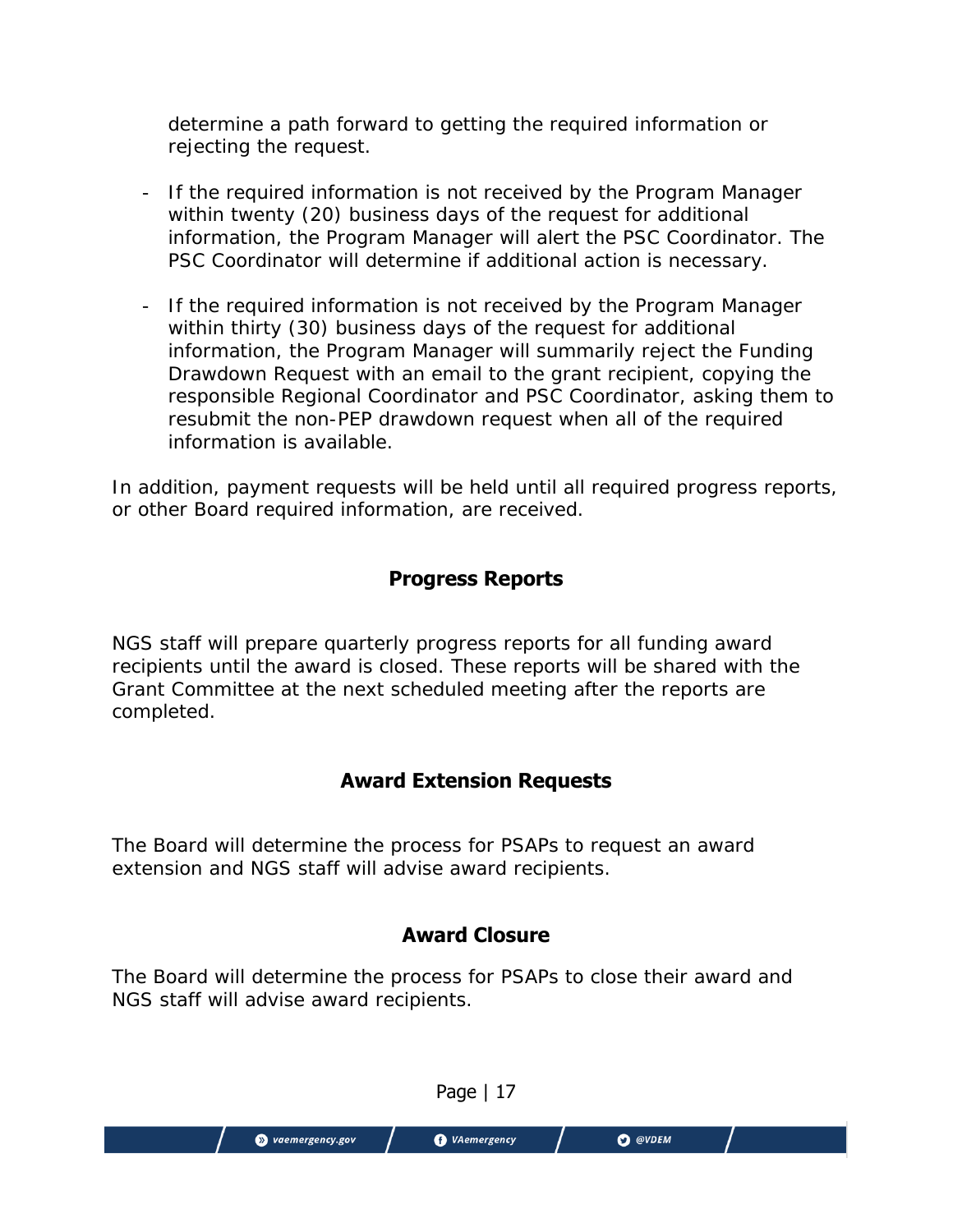determine a path forward to getting the required information or rejecting the request.

- If the required information is not received by the Program Manager within twenty (20) business days of the request for additional information, the Program Manager will alert the PSC Coordinator. The PSC Coordinator will determine if additional action is necessary.

- If the required information is not received by the Program Manager within thirty (30) business days of the request for additional information, the Program Manager will summarily reject the Funding Drawdown Request with an email to the grant recipient, copying the responsible Regional Coordinator and PSC Coordinator, asking them to resubmit the non-PEP drawdown request when all of the required information is available.

In addition, payment requests will be held until all required progress reports, or other Board required information, are received.

## Progress Reports

NGS staff will prepare quarterly progress reports for all funding award recipients until the award is closed. These reports will be shared with the Grant Committee at the next scheduled meeting after the reports are completed.

## Award Extension Requests

The Board will determine the process for PSAPs to request an award extension and NGS staff will advise award recipients.

## Award Closure

The Board will determine the process for PSAPs to close their award and NGS staff will advise award recipients.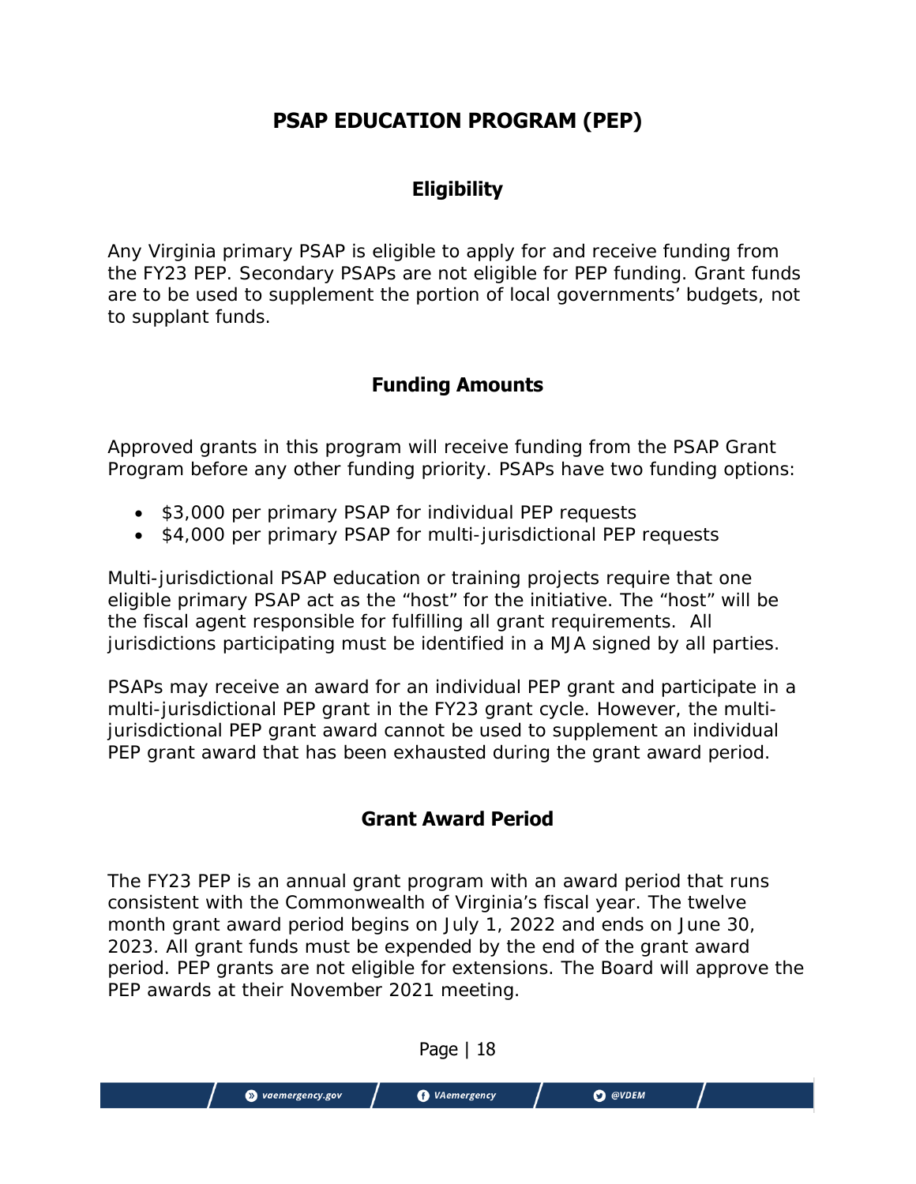# PSAP EDUCATION PROGRAM (PEP)

## Eligibility

Any Virginia primary PSAP is eligible to apply for and receive funding from the FY23 PEP. Secondary PSAPs are not eligible for PEP funding. Grant funds are to be used to supplement the portion of local governments' budgets, not to supplant funds.

## Funding Amounts

Approved grants in this program will receive funding from the PSAP Grant Program before any other funding priority. PSAPs have two funding options:

- $3,000 per primary PSAP for individual PEP requests
- $4,000 per primary PSAP for multi-jurisdictional PEP requests

Multi-jurisdictional PSAP education or training projects require that one eligible primary PSAP act as the "host" for the initiative. The "host" will be the fiscal agent responsible for fulfilling all grant requirements. All jurisdictions participating must be identified in a MJA signed by all parties.

PSAPs may receive an award for an individual PEP grant and participate in a multi-jurisdictional PEP grant in the FY23 grant cycle. However, the multi-jurisdictional PEP grant award cannot be used to supplement an individual PEP grant award that has been exhausted during the grant award period.

## Grant Award Period

The FY23 PEP is an annual grant program with an award period that runs consistent with the Commonwealth of Virginia's fiscal year. The twelve month grant award period begins on July 1, 2022 and ends on June 30, 2023. All grant funds must be expended by the end of the grant award period. PEP grants are not eligible for extensions. The Board will approve the PEP awards at their November 2021 meeting.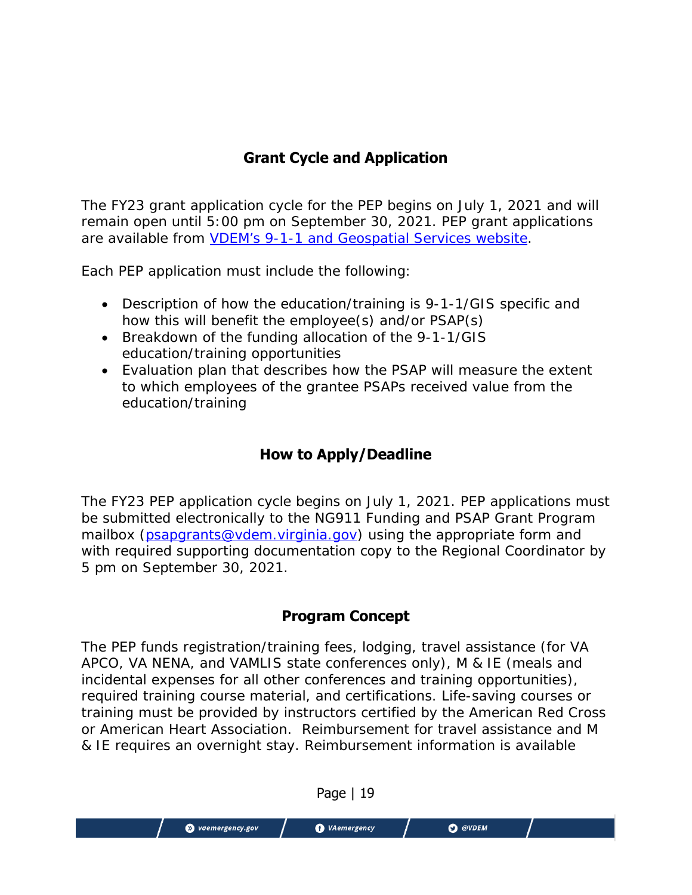## Grant Cycle and Application

The FY23 grant application cycle for the PEP begins on July 1, 2021 and will remain open until 5:00 pm on September 30, 2021. PEP grant applications are available from [VDEM's 9-1-1 and Geospatial Services website](#).

Each PEP application must include the following:

- Description of how the education/training is 9-1-1/GIS specific and how this will benefit the employee(s) and/or PSAP(s)
- Breakdown of the funding allocation of the 9-1-1/GIS education/training opportunities
- Evaluation plan that describes how the PSAP will measure the extent to which employees of the grantee PSAPs received value from the education/training

## How to Apply/Deadline

The FY23 PEP application cycle begins on July 1, 2021. PEP applications must be submitted electronically to the NG911 Funding and PSAP Grant Program mailbox (psapgrants@vdem.virginia.gov) using the appropriate form and with required supporting documentation copy to the Regional Coordinator by 5 pm on September 30, 2021.

## Program Concept

The PEP funds registration/training fees, lodging, travel assistance (for VA APCO, VA NENA, and VAMLIS state conferences only), M & IE (meals and incidental expenses for all other conferences and training opportunities), required training course material, and certifications. Life-saving courses or training must be provided by instructors certified by the American Red Cross or American Heart Association. Reimbursement for travel assistance and M & IE requires an overnight stay. Reimbursement information is available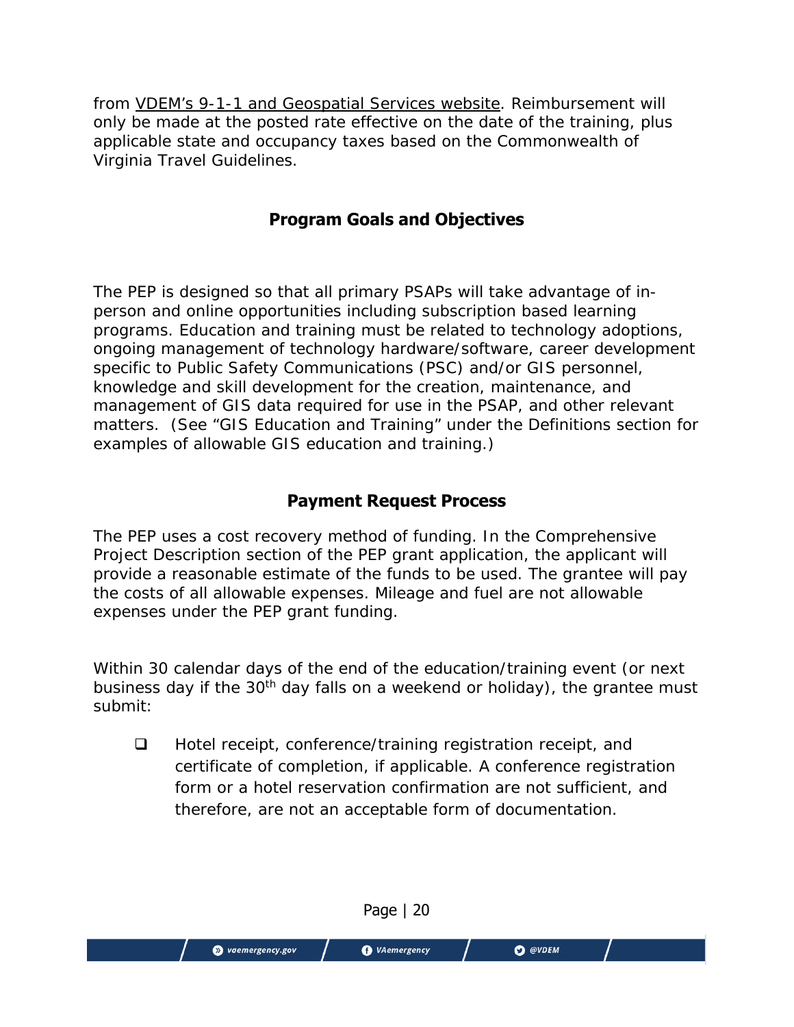from VDEM’s 9-1-1 and Geospatial Services website. Reimbursement will only be made at the posted rate effective on the date of the training, plus applicable state and occupancy taxes based on the Commonwealth of Virginia Travel Guidelines.

## Program Goals and Objectives

The PEP is designed so that all primary PSAPs will take advantage of in-person and online opportunities including subscription based learning programs. Education and training must be related to technology adoptions, ongoing management of technology hardware/software, career development specific to Public Safety Communications (PSC) and/or GIS personnel, knowledge and skill development for the creation, maintenance, and management of GIS data required for use in the PSAP, and other relevant matters. (See “GIS Education and Training” under the Definitions section for examples of allowable GIS education and training.)

## Payment Request Process

The PEP uses a cost recovery method of funding. In the Comprehensive Project Description section of the PEP grant application, the applicant will provide a reasonable estimate of the funds to be used. The grantee will pay the costs of all allowable expenses. Mileage and fuel are not allowable expenses under the PEP grant funding.

Within 30 calendar days of the end of the education/training event (or next business day if the 30th day falls on a weekend or holiday), the grantee must submit:

- [ ] Hotel receipt, conference/training registration receipt, and certificate of completion, if applicable. A conference registration form or a hotel reservation confirmation are not sufficient, and therefore, are not an acceptable form of documentation.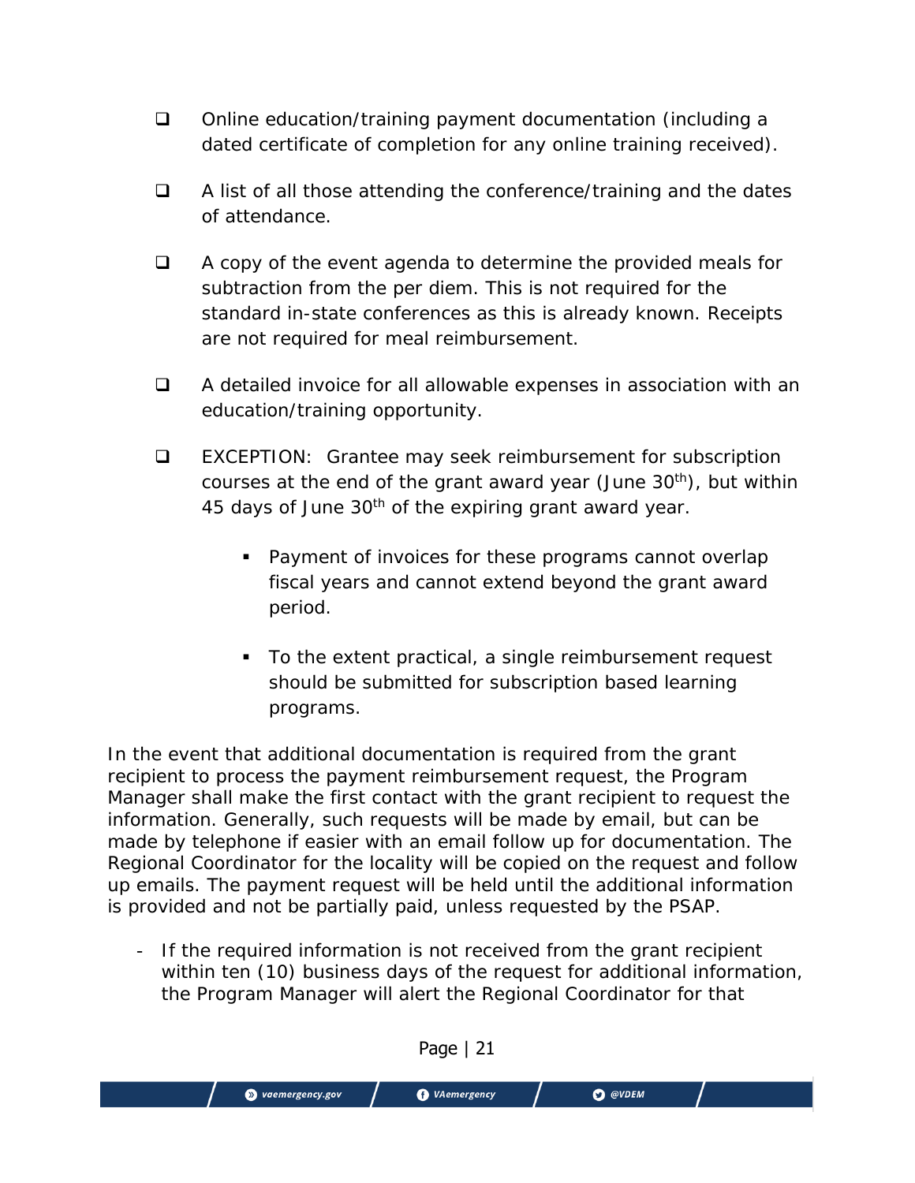- Online education/training payment documentation (including a dated certificate of completion for any online training received).
- A list of all those attending the conference/training and the dates of attendance.
- A copy of the event agenda to determine the provided meals for subtraction from the per diem. This is not required for the standard in-state conferences as this is already known. Receipts are not required for meal reimbursement.
- A detailed invoice for all allowable expenses in association with an education/training opportunity.
- EXCEPTION: Grantee may seek reimbursement for subscription courses at the end of the grant award year (June 30th), but within 45 days of June 30th of the expiring grant award year.
  - Payment of invoices for these programs cannot overlap fiscal years and cannot extend beyond the grant award period.
  - To the extent practical, a single reimbursement request should be submitted for subscription based learning programs.

In the event that additional documentation is required from the grant recipient to process the payment reimbursement request, the Program Manager shall make the first contact with the grant recipient to request the information. Generally, such requests will be made by email, but can be made by telephone if easier with an email follow up for documentation. The Regional Coordinator for the locality will be copied on the request and follow up emails. The payment request will be held until the additional information is provided and not be partially paid, unless requested by the PSAP.

- If the required information is not received from the grant recipient within ten (10) business days of the request for additional information, the Program Manager will alert the Regional Coordinator for that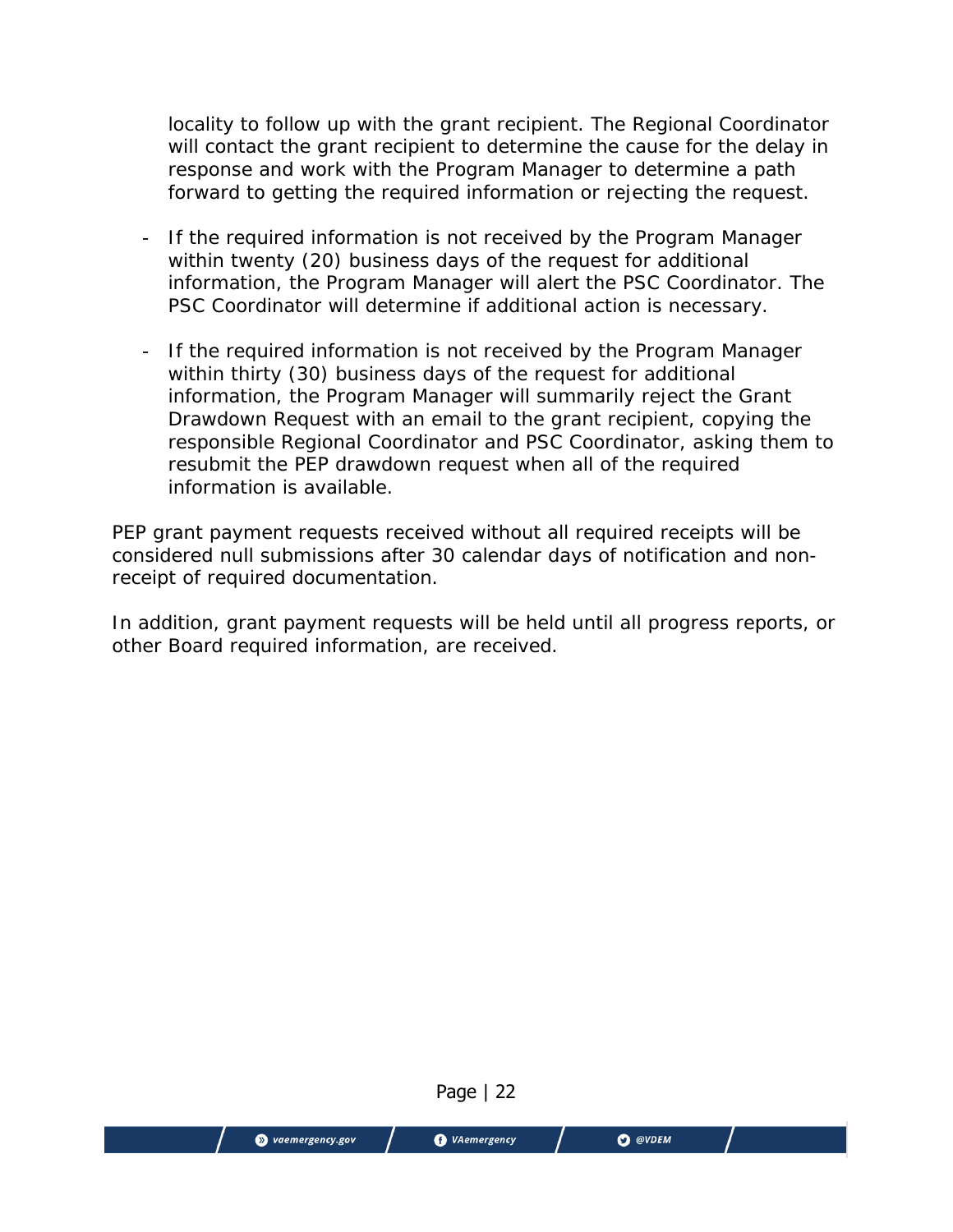locality to follow up with the grant recipient. The Regional Coordinator will contact the grant recipient to determine the cause for the delay in response and work with the Program Manager to determine a path forward to getting the required information or rejecting the request.

- If the required information is not received by the Program Manager within twenty (20) business days of the request for additional information, the Program Manager will alert the PSC Coordinator. The PSC Coordinator will determine if additional action is necessary.

- If the required information is not received by the Program Manager within thirty (30) business days of the request for additional information, the Program Manager will summarily reject the Grant Drawdown Request with an email to the grant recipient, copying the responsible Regional Coordinator and PSC Coordinator, asking them to resubmit the PEP drawdown request when all of the required information is available.

PEP grant payment requests received without all required receipts will be considered null submissions after 30 calendar days of notification and non-receipt of required documentation.

In addition, grant payment requests will be held until all progress reports, or other Board required information, are received.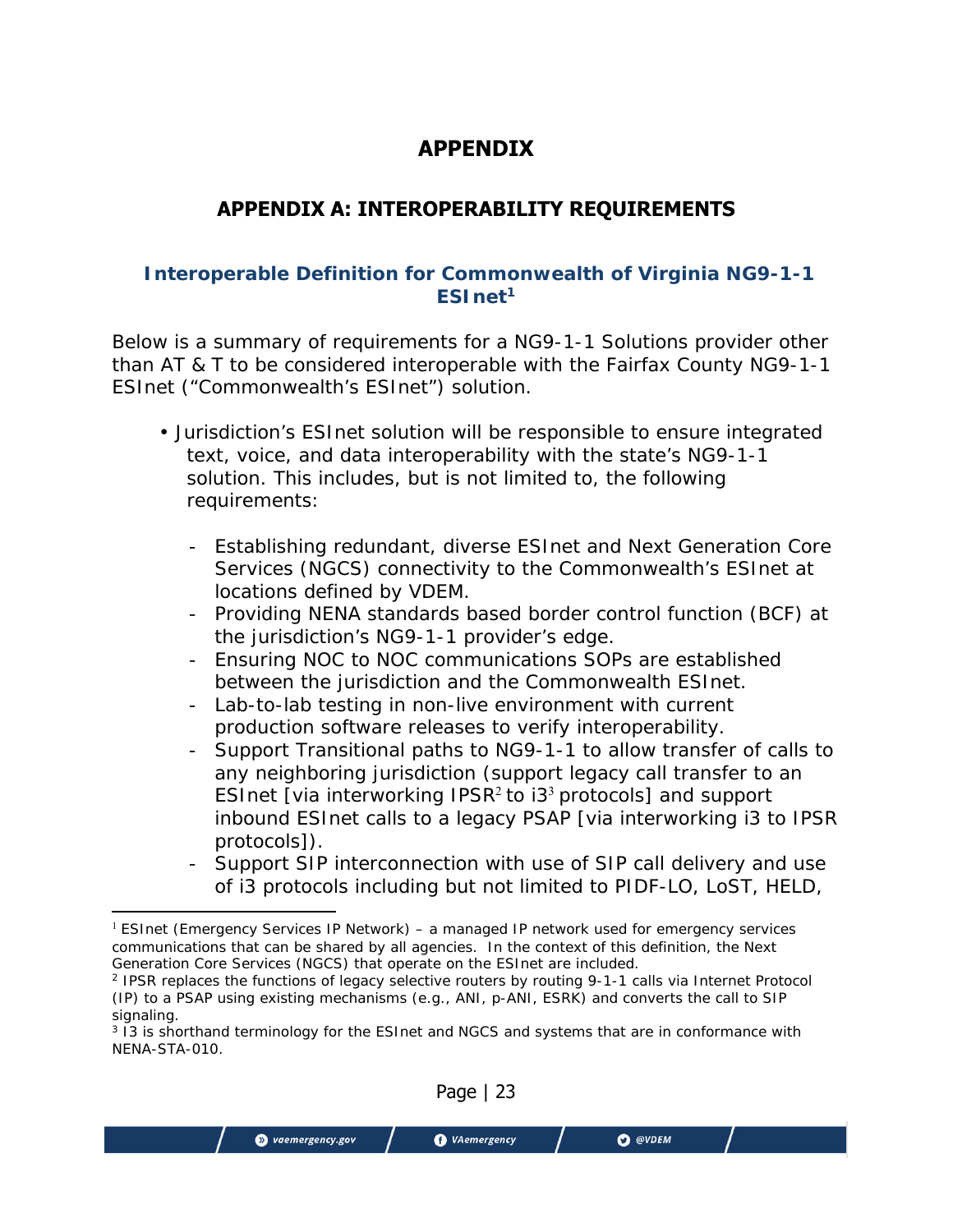# APPENDIX

## APPENDIX A: INTEROPERABILITY REQUIREMENTS

### Interoperable Definition for Commonwealth of Virginia NG9-1-1 ESInet[1]

Below is a summary of requirements for a NG9-1-1 Solutions provider other than AT & T to be considered interoperable with the Fairfax County NG9-1-1 ESInet ("Commonwealth's ESInet") solution.

- Jurisdiction's ESInet solution will be responsible to ensure integrated text, voice, and data interoperability with the state's NG9-1-1 solution. This includes, but is not limited to, the following requirements:
  - Establishing redundant, diverse ESInet and Next Generation Core Services (NGCS) connectivity to the Commonwealth's ESInet at locations defined by VDEM.
  - Providing NENA standards based border control function (BCF) at the jurisdiction's NG9-1-1 provider's edge.
  - Ensuring NOC to NOC communications SOPs are established between the jurisdiction and the Commonwealth ESInet.
  - Lab-to-lab testing in non-live environment with current production software releases to verify interoperability.
  - Support Transitional paths to NG9-1-1 to allow transfer of calls to any neighboring jurisdiction (support legacy call transfer to an ESInet [via interworking IPSR[2] to i3[3] protocols] and support inbound ESInet calls to a legacy PSAP [via interworking i3 to IPSR protocols]).
  - Support SIP interconnection with use of SIP call delivery and use of i3 protocols including but not limited to PIDF-LO, LoST, HELD,

[1] ESInet (Emergency Services IP Network) – a managed IP network used for emergency services communications that can be shared by all agencies. In the context of this definition, the Next Generation Core Services (NGCS) that operate on the ESInet are included.

[2] IPSR replaces the functions of legacy selective routers by routing 9-1-1 calls via Internet Protocol (IP) to a PSAP using existing mechanisms (e.g., ANI, p-ANI, ESRK) and converts the call to SIP signaling.

[3] I3 is shorthand terminology for the ESInet and NGCS and systems that are in conformance with NENA-STA-010.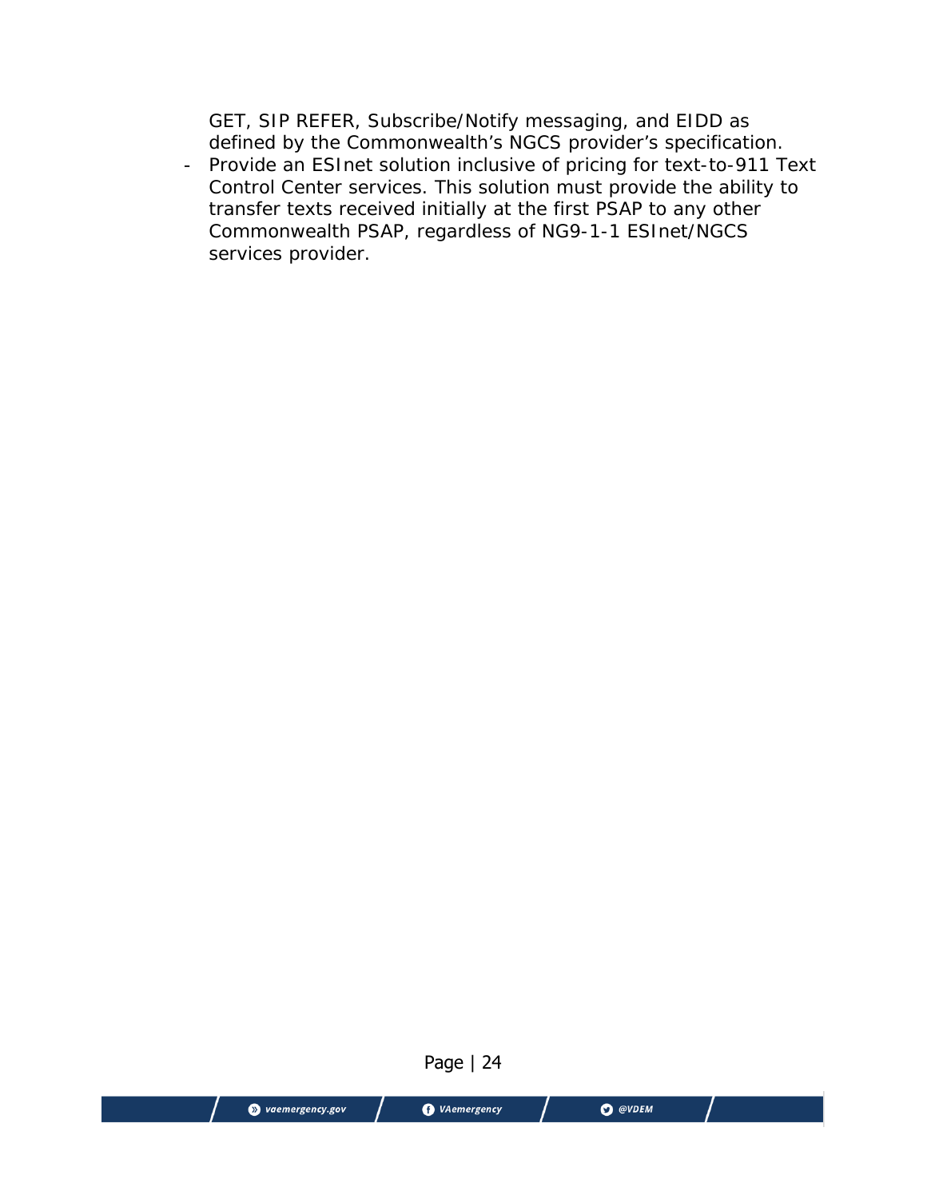GET, SIP REFER, Subscribe/Notify messaging, and EIDD as defined by the Commonwealth's NGCS provider's specification.

- Provide an ESInet solution inclusive of pricing for text-to-911 Text Control Center services. This solution must provide the ability to transfer texts received initially at the first PSAP to any other Commonwealth PSAP, regardless of NG9-1-1 ESInet/NGCS services provider.